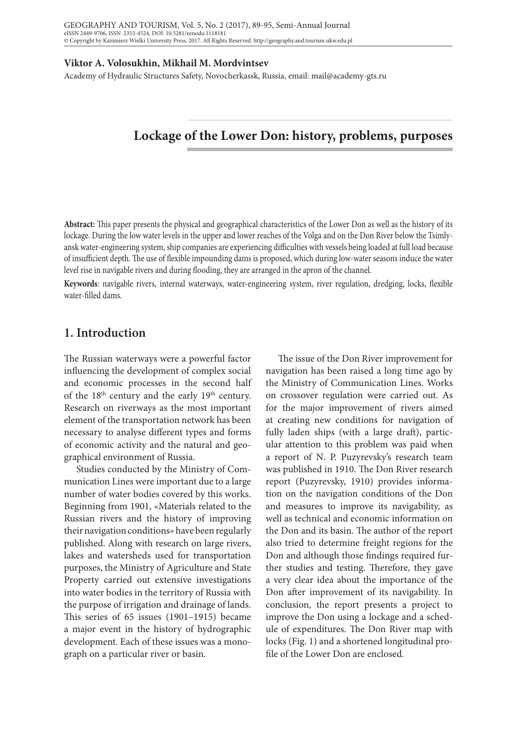**Viktor A. Volosukhin, Mikhail M. Mordvintsev**

Academy of Hydraulic Structures Safety, Novocherkassk, Russia, email: mail@academy-gts.ru

# Lockage of the Lower Don: history, problems, purposes

**Abstract:** This paper presents the physical and geographical characteristics of the Lower Don as well as the history of its lockage. During the low water levels in the upper and lower reaches of the Volga and on the Don River below the Tsimlyansk water-engineering system, ship companies are experiencing difficulties with vessels being loaded at full load because of insufficient depth. The use of flexible impounding dams is proposed, which during low-water seasons induce the water level rise in navigable rivers and during flooding, they are arranged in the apron of the channel.

**Keywords**: navigable rivers, internal waterways, water-engineering system, river regulation, dredging, locks, flexible water-filled dams.

## 1. Introduction

The Russian waterways were a powerful factor influencing the development of complex social and economic processes in the second half of the 18th century and the early 19th century. Research on riverways as the most important element of the transportation network has been necessary to analyse different types and forms of economic activity and the natural and geographical environment of Russia.

Studies conducted by the Ministry of Communication Lines were important due to a large number of water bodies covered by this works. Beginning from 1901, «Materials related to the Russian rivers and the history of improving their navigation conditions» have been regularly published. Along with research on large rivers, lakes and watersheds used for transportation purposes, the Ministry of Agriculture and State Property carried out extensive investigations into water bodies in the territory of Russia with the purpose of irrigation and drainage of lands. This series of 65 issues (1901–1915) became a major event in the history of hydrographic development. Each of these issues was a monograph on a particular river or basin.

The issue of the Don River improvement for navigation has been raised a long time ago by the Ministry of Communication Lines. Works on crossover regulation were carried out. As for the major improvement of rivers aimed at creating new conditions for navigation of fully laden ships (with a large draft), particular attention to this problem was paid when a report of N. P. Puzyrevsky's research team was published in 1910. The Don River research report (Puzyrevsky, 1910) provides information on the navigation conditions of the Don and measures to improve its navigability, as well as technical and economic information on the Don and its basin. The author of the report also tried to determine freight regions for the Don and although those findings required further studies and testing. Therefore, they gave a very clear idea about the importance of the Don after improvement of its navigability. In conclusion, the report presents a project to improve the Don using a lockage and a schedule of expenditures. The Don River map with locks (Fig. 1) and a shortened longitudinal profile of the Lower Don are enclosed.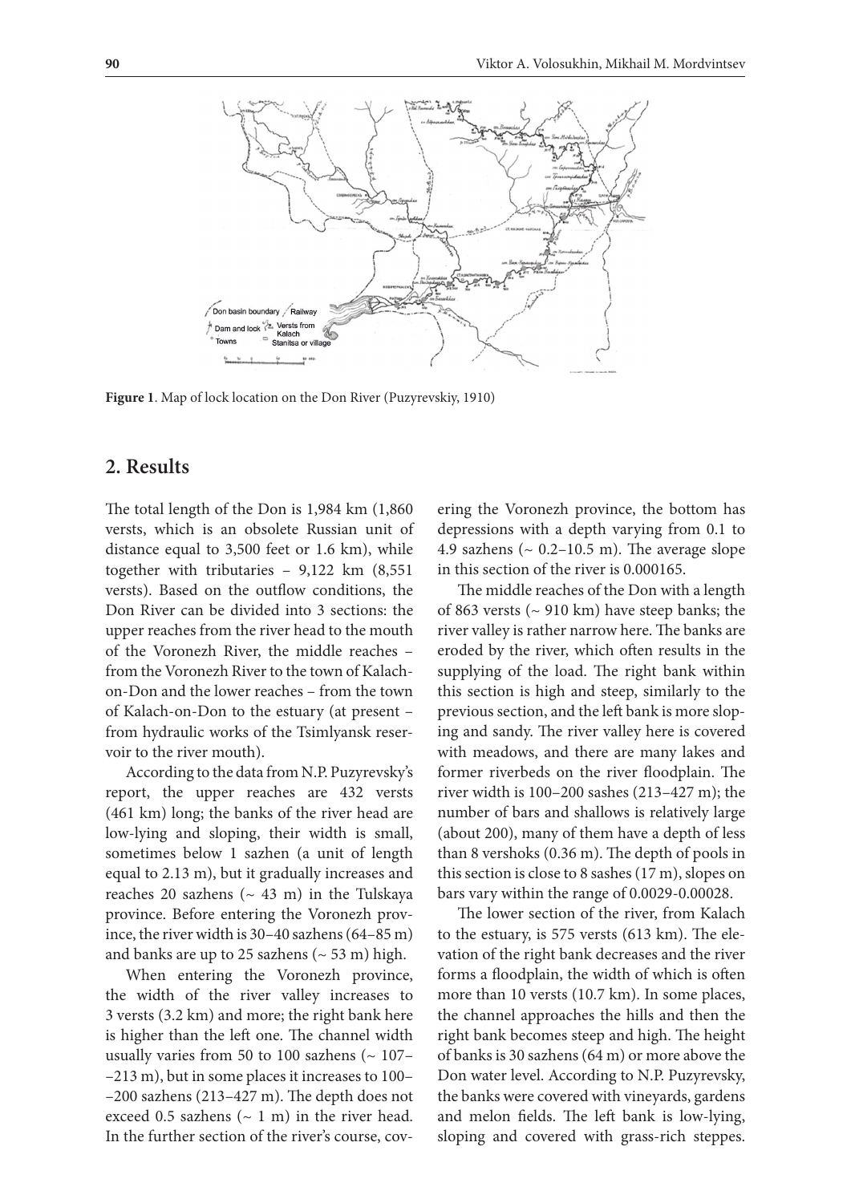**Figure 1**. Map of lock location on the Don River (Puzyrevskiy, 1910)

## 2. Results

The total length of the Don is 1,984 km (1,860 versts, which is an obsolete Russian unit of distance equal to 3,500 feet or 1.6 km), while together with tributaries – 9,122 km (8,551 versts). Based on the outflow conditions, the Don River can be divided into 3 sections: the upper reaches from the river head to the mouth of the Voronezh River, the middle reaches – from the Voronezh River to the town of Kalach-on-Don and the lower reaches – from the town of Kalach-on-Don to the estuary (at present – from hydraulic works of the Tsimlyansk reservoir to the river mouth).

According to the data from N.P. Puzyrevsky's report, the upper reaches are 432 versts (461 km) long; the banks of the river head are low-lying and sloping, their width is small, sometimes below 1 sazhen (a unit of length equal to 2.13 m), but it gradually increases and reaches 20 sazhens (~ 43 m) in the Tulskaya province. Before entering the Voronezh province, the river width is 30–40 sazhens (64–85 m) and banks are up to 25 sazhens (~ 53 m) high.

When entering the Voronezh province, the width of the river valley increases to 3 versts (3.2 km) and more; the right bank here is higher than the left one. The channel width usually varies from 50 to 100 sazhens (~ 107–213 m), but in some places it increases to 100–200 sazhens (213–427 m). The depth does not exceed 0.5 sazhens (~ 1 m) in the river head. In the further section of the river's course, covering the Voronezh province, the bottom has depressions with a depth varying from 0.1 to 4.9 sazhens (~ 0.2–10.5 m). The average slope in this section of the river is 0.000165.

The middle reaches of the Don with a length of 863 versts (~ 910 km) have steep banks; the river valley is rather narrow here. The banks are eroded by the river, which often results in the supplying of the load. The right bank within this section is high and steep, similarly to the previous section, and the left bank is more sloping and sandy. The river valley here is covered with meadows, and there are many lakes and former riverbeds on the river floodplain. The river width is 100–200 sashes (213–427 m); the number of bars and shallows is relatively large (about 200), many of them have a depth of less than 8 vershoks (0.36 m). The depth of pools in this section is close to 8 sashes (17 m), slopes on bars vary within the range of 0.0029-0.00028.

The lower section of the river, from Kalach to the estuary, is 575 versts (613 km). The elevation of the right bank decreases and the river forms a floodplain, the width of which is often more than 10 versts (10.7 km). In some places, the channel approaches the hills and then the right bank becomes steep and high. The height of banks is 30 sazhens (64 m) or more above the Don water level. According to N.P. Puzyrevsky, the banks were covered with vineyards, gardens and melon fields. The left bank is low-lying, sloping and covered with grass-rich steppes.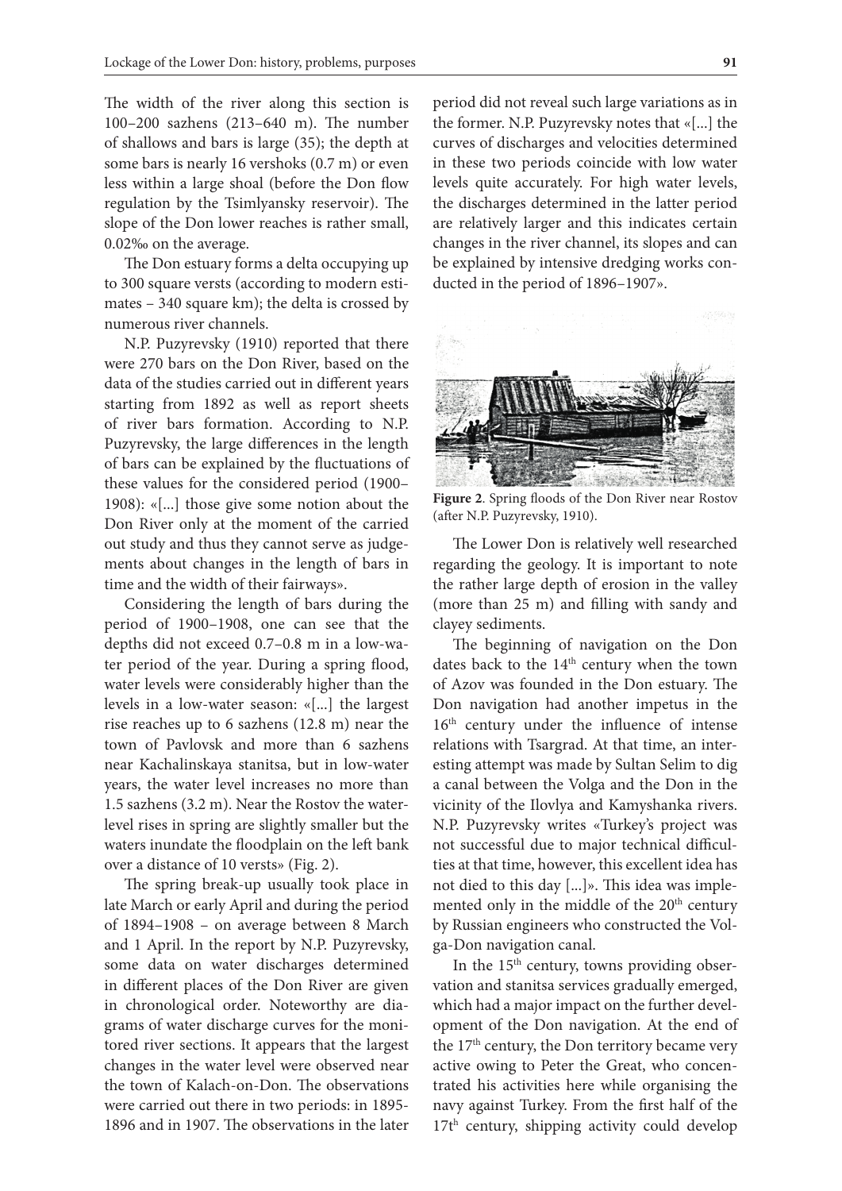The width of the river along this section is 100–200 sazhens (213–640 m). The number of shallows and bars is large (35); the depth at some bars is nearly 16 vershoks (0.7 m) or even less within a large shoal (before the Don flow regulation by the Tsimlyansky reservoir). The slope of the Don lower reaches is rather small, 0.02‰ on the average.

The Don estuary forms a delta occupying up to 300 square versts (according to modern estimates – 340 square km); the delta is crossed by numerous river channels.

N.P. Puzyrevsky (1910) reported that there were 270 bars on the Don River, based on the data of the studies carried out in different years starting from 1892 as well as report sheets of river bars formation. According to N.P. Puzyrevsky, the large differences in the length of bars can be explained by the fluctuations of these values for the considered period (1900–1908): «[...] those give some notion about the Don River only at the moment of the carried out study and thus they cannot serve as judgements about changes in the length of bars in time and the width of their fairways».

Considering the length of bars during the period of 1900–1908, one can see that the depths did not exceed 0.7–0.8 m in a low-water period of the year. During a spring flood, water levels were considerably higher than the levels in a low-water season: «[...] the largest rise reaches up to 6 sazhens (12.8 m) near the town of Pavlovsk and more than 6 sazhens near Kachalinskaya stanitsa, but in low-water years, the water level increases no more than 1.5 sazhens (3.2 m). Near the Rostov the water-level rises in spring are slightly smaller but the waters inundate the floodplain on the left bank over a distance of 10 versts» (Fig. 2).

The spring break-up usually took place in late March or early April and during the period of 1894–1908 – on average between 8 March and 1 April. In the report by N.P. Puzyrevsky, some data on water discharges determined in different places of the Don River are given in chronological order. Noteworthy are diagrams of water discharge curves for the monitored river sections. It appears that the largest changes in the water level were observed near the town of Kalach-on-Don. The observations were carried out there in two periods: in 1895-1896 and in 1907. The observations in the later period did not reveal such large variations as in the former. N.P. Puzyrevsky notes that «[...] the curves of discharges and velocities determined in these two periods coincide with low water levels quite accurately. For high water levels, the discharges determined in the latter period are relatively larger and this indicates certain changes in the river channel, its slopes and can be explained by intensive dredging works conducted in the period of 1896–1907».

**Figure 2**. Spring floods of the Don River near Rostov (after N.P. Puzyrevsky, 1910).

The Lower Don is relatively well researched regarding the geology. It is important to note the rather large depth of erosion in the valley (more than 25 m) and filling with sandy and clayey sediments.

The beginning of navigation on the Don dates back to the 14th century when the town of Azov was founded in the Don estuary. The Don navigation had another impetus in the 16th century under the influence of intense relations with Tsargrad. At that time, an interesting attempt was made by Sultan Selim to dig a canal between the Volga and the Don in the vicinity of the Ilovlya and Kamyshanka rivers. N.P. Puzyrevsky writes «Turkey's project was not successful due to major technical difficulties at that time, however, this excellent idea has not died to this day [...]». This idea was implemented only in the middle of the 20th century by Russian engineers who constructed the Volga-Don navigation canal.

In the 15th century, towns providing observation and stanitsa services gradually emerged, which had a major impact on the further development of the Don navigation. At the end of the 17th century, the Don territory became very active owing to Peter the Great, who concentrated his activities here while organising the navy against Turkey. From the first half of the 17th century, shipping activity could develop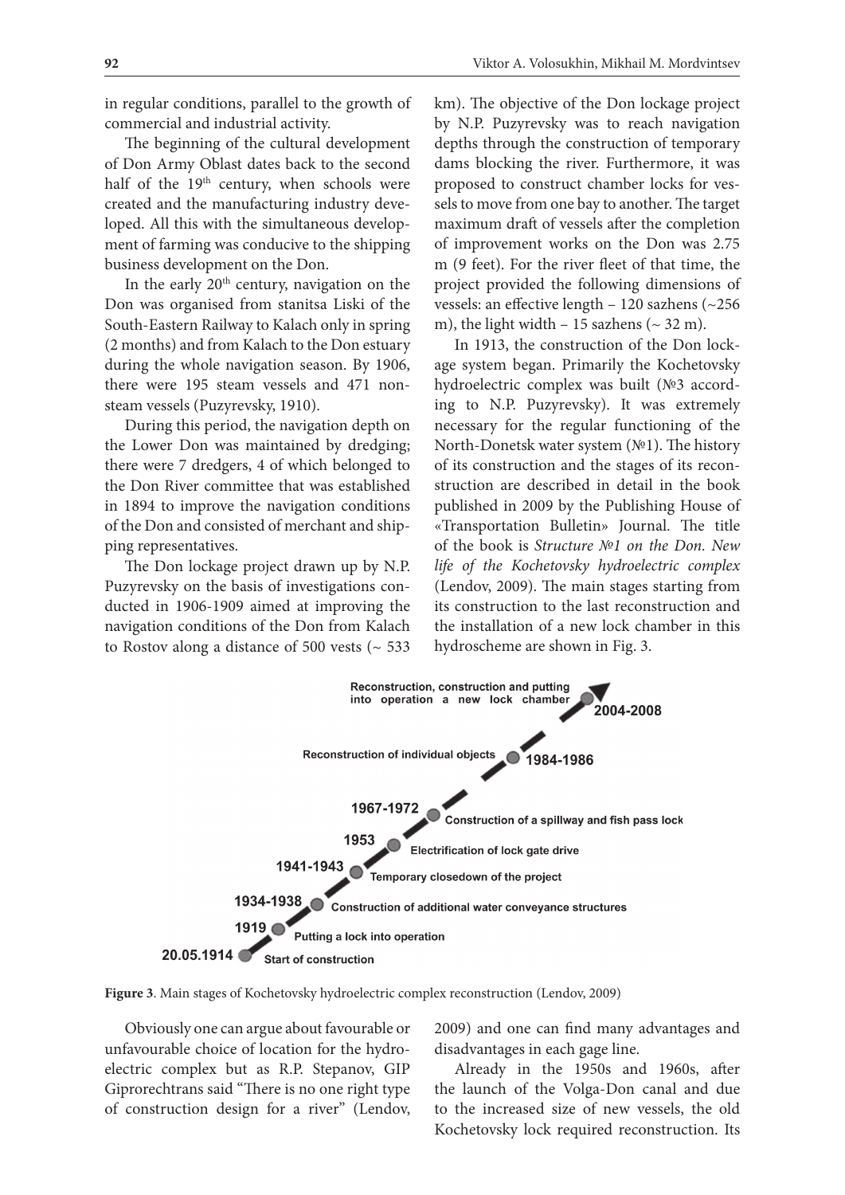in regular conditions, parallel to the growth of commercial and industrial activity.

The beginning of the cultural development of Don Army Oblast dates back to the second half of the 19th century, when schools were created and the manufacturing industry developed. All this with the simultaneous development of farming was conducive to the shipping business development on the Don.

In the early 20th century, navigation on the Don was organised from stanitsa Liski of the South-Eastern Railway to Kalach only in spring (2 months) and from Kalach to the Don estuary during the whole navigation season. By 1906, there were 195 steam vessels and 471 non-steam vessels (Puzyrevsky, 1910).

During this period, the navigation depth on the Lower Don was maintained by dredging; there were 7 dredgers, 4 of which belonged to the Don River committee that was established in 1894 to improve the navigation conditions of the Don and consisted of merchant and shipping representatives.

The Don lockage project drawn up by N.P. Puzyrevsky on the basis of investigations conducted in 1906-1909 aimed at improving the navigation conditions of the Don from Kalach to Rostov along a distance of 500 vests (~ 533 km). The objective of the Don lockage project by N.P. Puzyrevsky was to reach navigation depths through the construction of temporary dams blocking the river. Furthermore, it was proposed to construct chamber locks for vessels to move from one bay to another. The target maximum draft of vessels after the completion of improvement works on the Don was 2.75 m (9 feet). For the river fleet of that time, the project provided the following dimensions of vessels: an effective length – 120 sazhens (~256 m), the light width – 15 sazhens (~ 32 m).

In 1913, the construction of the Don lockage system began. Primarily the Kochetovsky hydroelectric complex was built (№3 according to N.P. Puzyrevsky). It was extremely necessary for the regular functioning of the North-Donetsk water system (№1). The history of its construction and the stages of its reconstruction are described in detail in the book published in 2009 by the Publishing House of «Transportation Bulletin» Journal. The title of the book is *Structure №1 on the Don. New life of the Kochetovsky hydroelectric complex* (Lendov, 2009). The main stages starting from its construction to the last reconstruction and the installation of a new lock chamber in this hydroscheme are shown in Fig. 3.

- 20.05.1914 – Start of construction
- 1919 – Putting a lock into operation
- 1934-1938 – Construction of additional water conveyance structures
- 1941-1943 – Temporary closedown of the project
- 1953 – Electrification of lock gate drive
- 1967-1972 – Construction of a spillway and fish pass lock
- 1984-1986 – Reconstruction of individual objects
- 2004-2008 – Reconstruction, construction and putting into operation a new lock chamber

**Figure 3**. Main stages of Kochetovsky hydroelectric complex reconstruction (Lendov, 2009)

Obviously one can argue about favourable or unfavourable choice of location for the hydroelectric complex but as R.P. Stepanov, GIP Giprorechtrans said "There is no one right type of construction design for a river" (Lendov, 2009) and one can find many advantages and disadvantages in each gage line.

Already in the 1950s and 1960s, after the launch of the Volga-Don canal and due to the increased size of new vessels, the old Kochetovsky lock required reconstruction. Its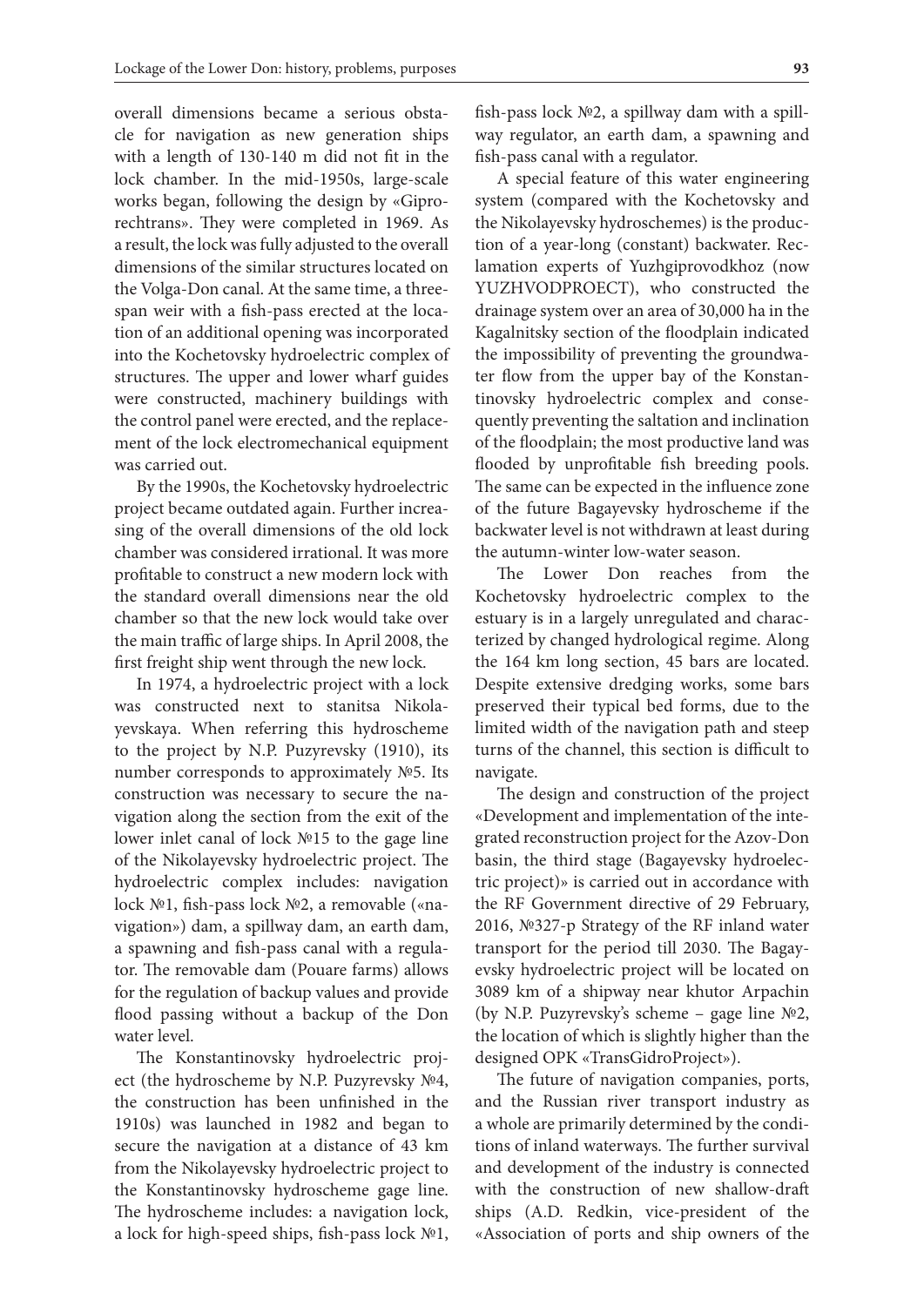overall dimensions became a serious obstacle for navigation as new generation ships with a length of 130-140 m did not fit in the lock chamber. In the mid-1950s, large-scale works began, following the design by «Giprorechtrans». They were completed in 1969. As a result, the lock was fully adjusted to the overall dimensions of the similar structures located on the Volga-Don canal. At the same time, a three-span weir with a fish-pass erected at the location of an additional opening was incorporated into the Kochetovsky hydroelectric complex of structures. The upper and lower wharf guides were constructed, machinery buildings with the control panel were erected, and the replacement of the lock electromechanical equipment was carried out.

By the 1990s, the Kochetovsky hydroelectric project became outdated again. Further increasing of the overall dimensions of the old lock chamber was considered irrational. It was more profitable to construct a new modern lock with the standard overall dimensions near the old chamber so that the new lock would take over the main traffic of large ships. In April 2008, the first freight ship went through the new lock.

In 1974, a hydroelectric project with a lock was constructed next to stanitsa Nikolayevskaya. When referring this hydroscheme to the project by N.P. Puzyrevsky (1910), its number corresponds to approximately №5. Its construction was necessary to secure the navigation along the section from the exit of the lower inlet canal of lock №15 to the gage line of the Nikolayevsky hydroelectric project. The hydroelectric complex includes: navigation lock №1, fish-pass lock №2, a removable («navigation») dam, a spillway dam, an earth dam, a spawning and fish-pass canal with a regulator. The removable dam (Pouare farms) allows for the regulation of backup values and provide flood passing without a backup of the Don water level.

The Konstantinovsky hydroelectric project (the hydroscheme by N.P. Puzyrevsky №4, the construction has been unfinished in the 1910s) was launched in 1982 and began to secure the navigation at a distance of 43 km from the Nikolayevsky hydroelectric project to the Konstantinovsky hydroscheme gage line. The hydroscheme includes: a navigation lock, a lock for high-speed ships, fish-pass lock №1, fish-pass lock №2, a spillway dam with a spillway regulator, an earth dam, a spawning and fish-pass canal with a regulator.

A special feature of this water engineering system (compared with the Kochetovsky and the Nikolayevsky hydroschemes) is the production of a year-long (constant) backwater. Reclamation experts of Yuzhgiprovodkhoz (now YUZHVODPROECT), who constructed the drainage system over an area of 30,000 ha in the Kagalnitsky section of the floodplain indicated the impossibility of preventing the groundwater flow from the upper bay of the Konstantinovsky hydroelectric complex and consequently preventing the saltation and inclination of the floodplain; the most productive land was flooded by unprofitable fish breeding pools. The same can be expected in the influence zone of the future Bagayevsky hydroscheme if the backwater level is not withdrawn at least during the autumn-winter low-water season.

The Lower Don reaches from the Kochetovsky hydroelectric complex to the estuary is in a largely unregulated and characterized by changed hydrological regime. Along the 164 km long section, 45 bars are located. Despite extensive dredging works, some bars preserved their typical bed forms, due to the limited width of the navigation path and steep turns of the channel, this section is difficult to navigate.

The design and construction of the project «Development and implementation of the integrated reconstruction project for the Azov-Don basin, the third stage (Bagayevsky hydroelectric project)» is carried out in accordance with the RF Government directive of 29 February, 2016, №327-p Strategy of the RF inland water transport for the period till 2030. The Bagayevsky hydroelectric project will be located on 3089 km of a shipway near khutor Arpachin (by N.P. Puzyrevsky's scheme – gage line №2, the location of which is slightly higher than the designed OPK «TransGidroProject»).

The future of navigation companies, ports, and the Russian river transport industry as a whole are primarily determined by the conditions of inland waterways. The further survival and development of the industry is connected with the construction of new shallow-draft ships (A.D. Redkin, vice-president of the «Association of ports and ship owners of the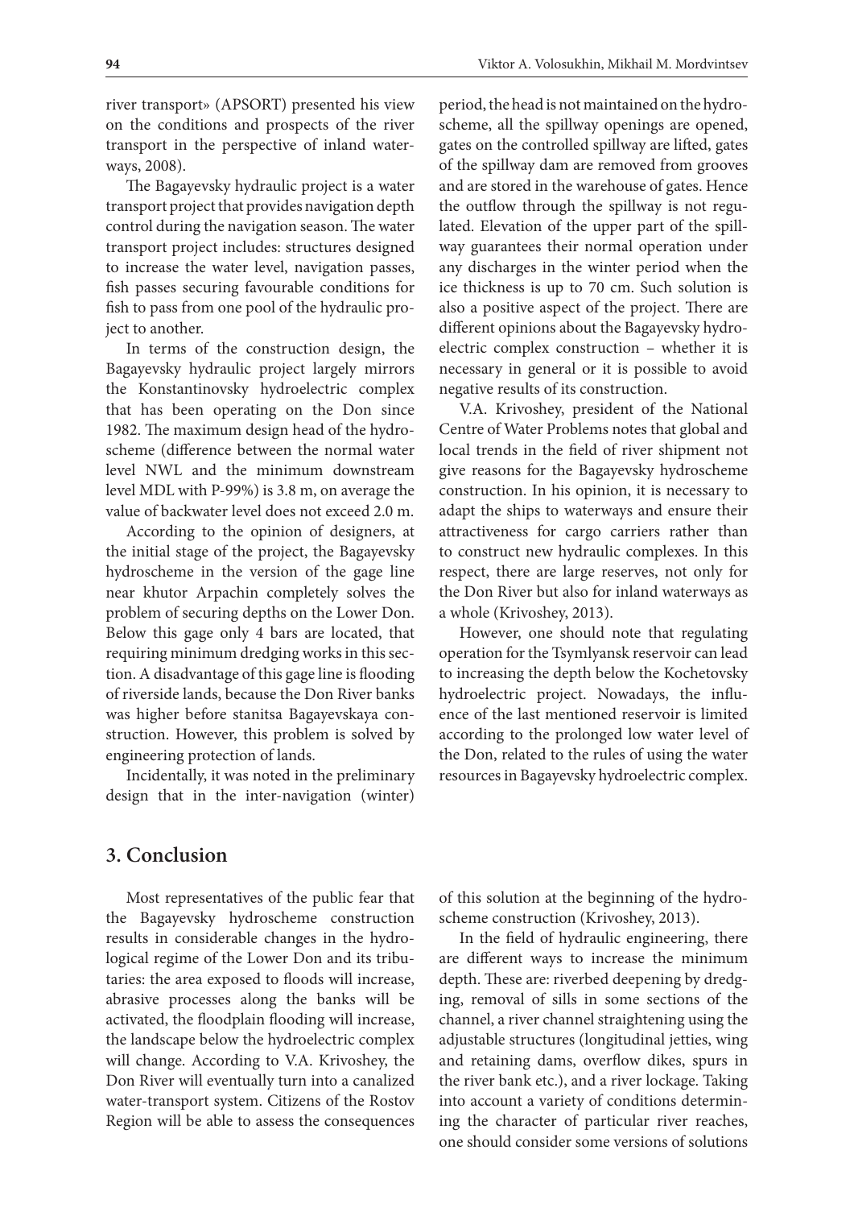river transport» (APSORT) presented his view on the conditions and prospects of the river transport in the perspective of inland waterways, 2008).

The Bagayevsky hydraulic project is a water transport project that provides navigation depth control during the navigation season. The water transport project includes: structures designed to increase the water level, navigation passes, fish passes securing favourable conditions for fish to pass from one pool of the hydraulic project to another.

In terms of the construction design, the Bagayevsky hydraulic project largely mirrors the Konstantinovsky hydroelectric complex that has been operating on the Don since 1982. The maximum design head of the hydroscheme (difference between the normal water level NWL and the minimum downstream level MDL with P-99%) is 3.8 m, on average the value of backwater level does not exceed 2.0 m.

According to the opinion of designers, at the initial stage of the project, the Bagayevsky hydroscheme in the version of the gage line near khutor Arpachin completely solves the problem of securing depths on the Lower Don. Below this gage only 4 bars are located, that requiring minimum dredging works in this section. A disadvantage of this gage line is flooding of riverside lands, because the Don River banks was higher before stanitsa Bagayevskaya construction. However, this problem is solved by engineering protection of lands.

Incidentally, it was noted in the preliminary design that in the inter-navigation (winter) period, the head is not maintained on the hydroscheme, all the spillway openings are opened, gates on the controlled spillway are lifted, gates of the spillway dam are removed from grooves and are stored in the warehouse of gates. Hence the outflow through the spillway is not regulated. Elevation of the upper part of the spillway guarantees their normal operation under any discharges in the winter period when the ice thickness is up to 70 cm. Such solution is also a positive aspect of the project. There are different opinions about the Bagayevsky hydroelectric complex construction – whether it is necessary in general or it is possible to avoid negative results of its construction.

V.A. Krivoshey, president of the National Centre of Water Problems notes that global and local trends in the field of river shipment not give reasons for the Bagayevsky hydroscheme construction. In his opinion, it is necessary to adapt the ships to waterways and ensure their attractiveness for cargo carriers rather than to construct new hydraulic complexes. In this respect, there are large reserves, not only for the Don River but also for inland waterways as a whole (Krivoshey, 2013).

However, one should note that regulating operation for the Tsymlyansk reservoir can lead to increasing the depth below the Kochetovsky hydroelectric project. Nowadays, the influence of the last mentioned reservoir is limited according to the prolonged low water level of the Don, related to the rules of using the water resources in Bagayevsky hydroelectric complex.

## 3. Conclusion

Most representatives of the public fear that the Bagayevsky hydroscheme construction results in considerable changes in the hydrological regime of the Lower Don and its tributaries: the area exposed to floods will increase, abrasive processes along the banks will be activated, the floodplain flooding will increase, the landscape below the hydroelectric complex will change. According to V.A. Krivoshey, the Don River will eventually turn into a canalized water-transport system. Citizens of the Rostov Region will be able to assess the consequences of this solution at the beginning of the hydroscheme construction (Krivoshey, 2013).

In the field of hydraulic engineering, there are different ways to increase the minimum depth. These are: riverbed deepening by dredging, removal of sills in some sections of the channel, a river channel straightening using the adjustable structures (longitudinal jetties, wing and retaining dams, overflow dikes, spurs in the river bank etc.), and a river lockage. Taking into account a variety of conditions determining the character of particular river reaches, one should consider some versions of solutions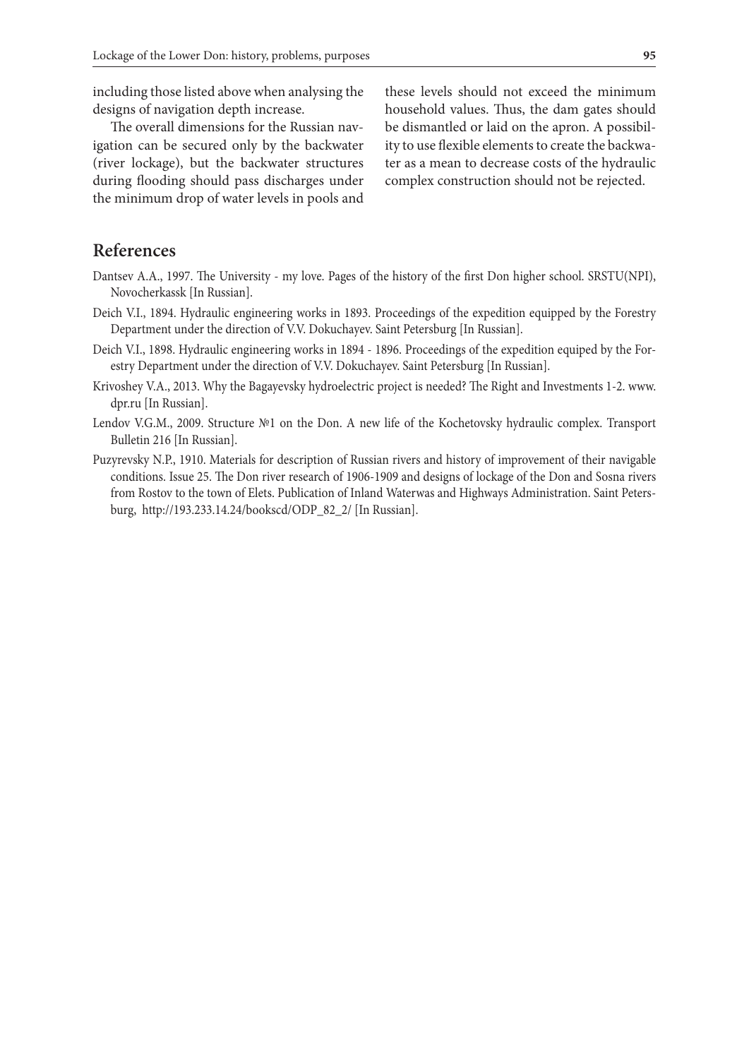including those listed above when analysing the designs of navigation depth increase.

The overall dimensions for the Russian navigation can be secured only by the backwater (river lockage), but the backwater structures during flooding should pass discharges under the minimum drop of water levels in pools and these levels should not exceed the minimum household values. Thus, the dam gates should be dismantled or laid on the apron. A possibility to use flexible elements to create the backwater as a mean to decrease costs of the hydraulic complex construction should not be rejected.

## References

Dantsev A.A., 1997. The University - my love. Pages of the history of the first Don higher school. SRSTU(NPI), Novocherkassk [In Russian].

Deich V.I., 1894. Hydraulic engineering works in 1893. Proceedings of the expedition equipped by the Forestry Department under the direction of V.V. Dokuchayev. Saint Petersburg [In Russian].

Deich V.I., 1898. Hydraulic engineering works in 1894 - 1896. Proceedings of the expedition equiped by the Forestry Department under the direction of V.V. Dokuchayev. Saint Petersburg [In Russian].

Krivoshey V.A., 2013. Why the Bagayevsky hydroelectric project is needed? The Right and Investments 1-2. www.dpr.ru [In Russian].

Lendov V.G.M., 2009. Structure №1 on the Don. A new life of the Kochetovsky hydraulic complex. Transport Bulletin 216 [In Russian].

Puzyrevsky N.P., 1910. Materials for description of Russian rivers and history of improvement of their navigable conditions. Issue 25. The Don river research of 1906-1909 and designs of lockage of the Don and Sosna rivers from Rostov to the town of Elets. Publication of Inland Waterwas and Highways Administration. Saint Petersburg, http://193.233.14.24/bookscd/ODP_82_2/ [In Russian].